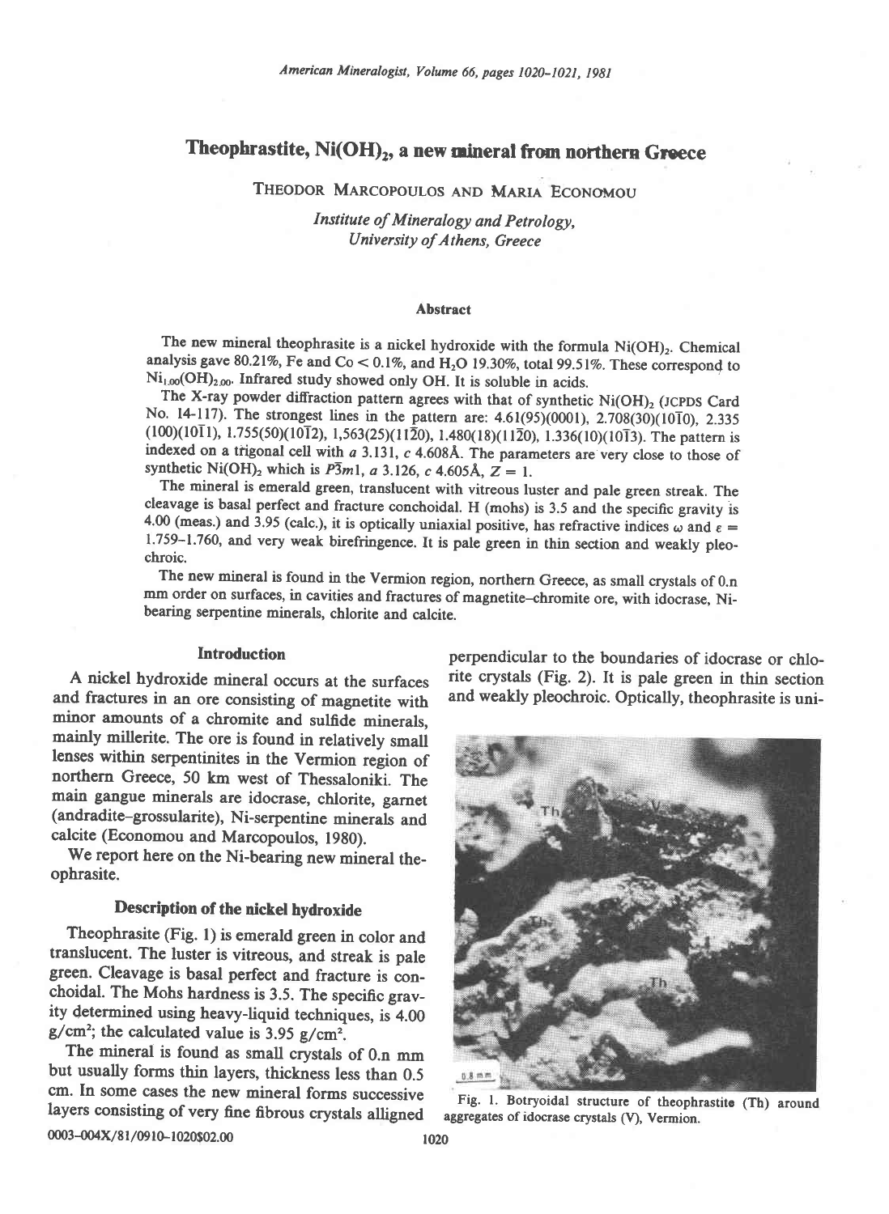# Theophrastite, $Ni(OH)_2$, a new mineral from northern Greece

THEODOR MARCOPOULOS AND MARIA ECONOMOU

*Institute of Mineralogy and Petrology,*
*University of Athens, Greece*

## Abstract

The new mineral theophrasite is a nickel hydroxide with the formula $Ni(OH)_2$. Chemical analysis gave 80.21%, Fe and Co < 0.1%, and $H_2O$ 19.30%, total 99.51%. These correspond to $Ni_{1.00}(OH)_{2.00}$. Infrared study showed only OH. It is soluble in acids.

The X-ray powder diffraction pattern agrees with that of synthetic $Ni(OH)_2$ (JCPDS Card No. 14-117). The strongest lines in the pattern are: 4.61(95)(0001), 2.708(30)($10\bar{1}0$), 2.335 (100)($10\bar{1}1$), 1.755(50)($10\bar{1}2$), 1,563(25)($11\bar{2}0$), 1.480(18)($11\bar{2}2$), 1.336(10)($10\bar{1}3$). The pattern is indexed on a trigonal cell with *a* 3.131, *c* 4.608Å. The parameters are very close to those of synthetic $Ni(OH)_2$ which is $P\bar{3}m1$, *a* 3.126, *c* 4.605Å, $Z = 1$.

The mineral is emerald green, translucent with vitreous luster and pale green streak. The cleavage is basal perfect and fracture conchoidal. H (mohs) is 3.5 and the specific gravity is 4.00 (meas.) and 3.95 (calc.), it is optically uniaxial positive, has refractive indices $\omega$ and $\varepsilon$ = 1.759–1.760, and very weak birefringence. It is pale green in thin section and weakly pleochroic.

The new mineral is found in the Vermion region, northern Greece, as small crystals of 0.n mm order on surfaces, in cavities and fractures of magnetite–chromite ore, with idocrase, Ni-bearing serpentine minerals, chlorite and calcite.

## Introduction

A nickel hydroxide mineral occurs at the surfaces and fractures in an ore consisting of magnetite with minor amounts of a chromite and sulfide minerals, mainly millerite. The ore is found in relatively small lenses within serpentinites in the Vermion region of northern Greece, 50 km west of Thessaloniki. The main gangue minerals are idocrase, chlorite, garnet (andradite–grossularite), Ni-serpentine minerals and calcite (Economou and Marcopoulos, 1980).

We report here on the Ni-bearing new mineral theophrasite.

## Description of the nickel hydroxide

Theophrasite (Fig. 1) is emerald green in color and translucent. The luster is vitreous, and streak is pale green. Cleavage is basal perfect and fracture is conchoidal. The Mohs hardness is 3.5. The specific gravity determined using heavy-liquid techniques, is 4.00 $g/cm^3$; the calculated value is 3.95 $g/cm^3$.

The mineral is found as small crystals of 0.n mm but usually forms thin layers, thickness less than 0.5 cm. In some cases the new mineral forms successive layers consisting of very fine fibrous crystals alligned perpendicular to the boundaries of idocrase or chlorite crystals (Fig. 2). It is pale green in thin section and weakly pleochroic. Optically, theophrasite is uni-

Fig. 1. Botryoidal structure of theophrastite (Th) around aggregates of idocrase crystals (V), Vermion.

0003-004X/81/0910-1020$02.00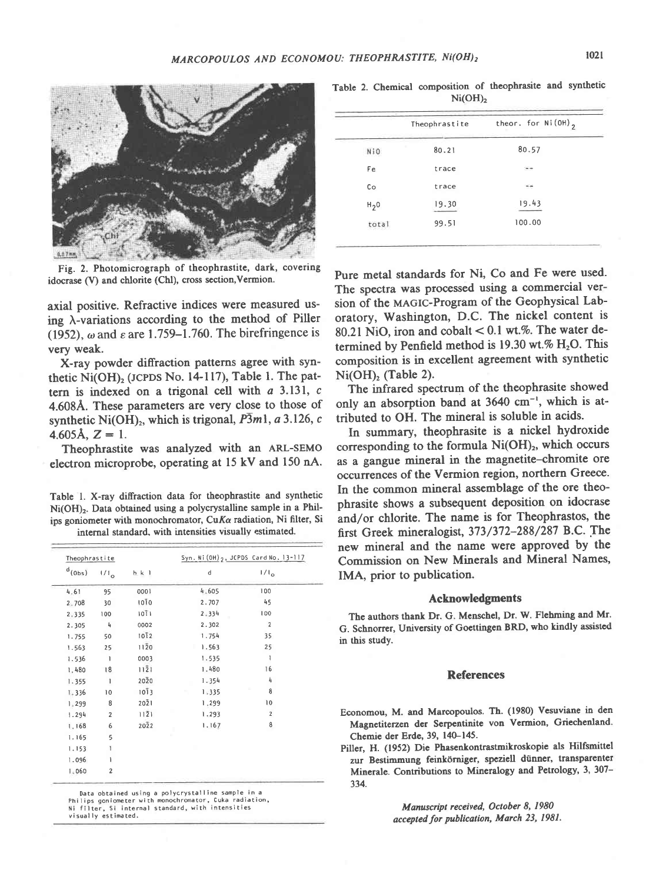Fig. 2. Photomicrograph of theophrastite, dark, covering idocrase (V) and chlorite (Chl), cross section, Vermion.

axial positive. Refractive indices were measured using λ-variations according to the method of Piller (1952), ω and ε are 1.759–1.760. The birefringence is very weak.

X-ray powder diffraction patterns agree with synthetic $Ni(OH)_2$ (JCPDS No. 14-117), Table 1. The pattern is indexed on a trigonal cell with *a* 3.131, *c* 4.608Å. These parameters are very close to those of synthetic $Ni(OH)_2$, which is trigonal, $P\bar{3}m1$, *a* 3.126, *c* 4.605Å, $Z = 1$.

Theophrastite was analyzed with an ARL-SEMO electron microprobe, operating at 15 kV and 150 nA.

Table 1. X-ray diffraction data for theophrastite and synthetic $Ni(OH)_2$. Data obtained using a polycrystalline sample in a Philips goniometer with monochromator, $CuK\alpha$ radiation, Ni filter, Si internal standard, with intensities visually estimated.

| Theophrastite | | | Syn. $Ni(OH)_2$, JCPDS Card No. 13-117 | |
|---|---|---|---|---|
| $d_{(obs)}$ | $I/I_o$ | h k l | d | $I/I_o$ |
| 4.61 | 95 | 0001 | 4.605 | 100 |
| 2.708 | 30 | $10\bar{1}0$ | 2.707 | 45 |
| 2.335 | 100 | $10\bar{1}1$ | 2.334 | 100 |
| 2.305 | 4 | 0002 | 2.302 | 2 |
| 1.755 | 50 | $10\bar{1}2$ | 1.754 | 35 |
| 1.563 | 25 | $11\bar{2}0$ | 1.563 | 25 |
| 1.536 | 1 | 0003 | 1.535 | 1 |
| 1.480 | 18 | $11\bar{2}1$ | 1.480 | 16 |
| 1.355 | 1 | $20\bar{2}0$ | 1.354 | 4 |
| 1.336 | 10 | $10\bar{1}3$ | 1.335 | 8 |
| 1.299 | 8 | $20\bar{2}1$ | 1.299 | 10 |
| 1.294 | 2 | $11\bar{2}1$ | 1.293 | 2 |
| 1.168 | 6 | $20\bar{2}2$ | 1.167 | 8 |
| 1.165 | 5 | | | |
| 1.153 | 1 | | | |
| 1.096 | 1 | | | |
| 1.060 | 2 | | | |

Data obtained using a polycrystalline sample in a Philips goniometer with monochromator, Cuka radiation, Ni filter, Si internal standard, with intensities visually estimated.

Table 2. Chemical composition of theophrasite and synthetic $Ni(OH)_2$

| | Theophrastite | theor. for $Ni(OH)_2$ |
|---|---|---|
| NiO | 80.21 | 80.57 |
| Fe | trace | -- |
| Co | trace | -- |
| $H_2O$ | 19.30 | 19.43 |
| total | 99.51 | 100.00 |

Pure metal standards for Ni, Co and Fe were used. The spectra was processed using a commercial version of the MAGIC-Program of the Geophysical Laboratory, Washington, D.C. The nickel content is 80.21 NiO, iron and cobalt < 0.1 wt.%. The water determined by Penfield method is 19.30 wt.% $H_2O$. This composition is in excellent agreement with synthetic $Ni(OH)_2$ (Table 2).

The infrared spectrum of the theophrasite showed only an absorption band at 3640 $cm^{-1}$, which is attributed to OH. The mineral is soluble in acids.

In summary, theophrasite is a nickel hydroxide corresponding to the formula $Ni(OH)_2$, which occurs as a gangue mineral in the magnetite–chromite ore occurrences of the Vermion region, northern Greece. In the common mineral assemblage of the ore theophrasite shows a subsequent deposition on idocrase and/or chlorite. The name is for Theophrastos, the first Greek mineralogist, 373/372–288/287 B.C. The new mineral and the name were approved by the Commission on New Minerals and Mineral Names, IMA, prior to publication.

## Acknowledgments

The authors thank Dr. G. Menschel, Dr. W. Flehming and Mr. G. Schnorrer, University of Goettingen BRD, who kindly assisted in this study.

## References

Economou, M. and Marcopoulos. Th. (1980) Vesuviane in den Magnetiterzen der Serpentinite von Vermion, Griechenland. Chemie der Erde, 39, 140–145.

Piller, H. (1952) Die Phasenkontrastmikroskopie als Hilfsmittel zur Bestimmung feinkörniger, speziell dünner, transparenter Minerale. Contributions to Mineralogy and Petrology, 3, 307–334.

*Manuscript received, October 8, 1980*
*accepted for publication, March 23, 1981.*